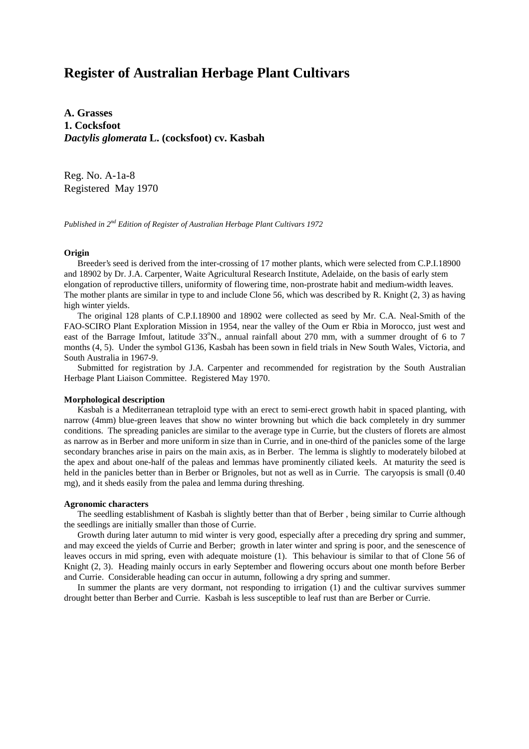# Register of Australian Herbage Plant Cultivars

**A. Grasses**
**1. Cocksfoot**
***Dactylis glomerata* L. (cocksfoot) cv. Kasbah**

Reg. No. A-1a-8
Registered May 1970

*Published in 2nd Edition of Register of Australian Herbage Plant Cultivars 1972*

**Origin**

Breeder's seed is derived from the inter-crossing of 17 mother plants, which were selected from C.P.I.18900 and 18902 by Dr. J.A. Carpenter, Waite Agricultural Research Institute, Adelaide, on the basis of early stem elongation of reproductive tillers, uniformity of flowering time, non-prostrate habit and medium-width leaves. The mother plants are similar in type to and include Clone 56, which was described by R. Knight (2, 3) as having high winter yields.

The original 128 plants of C.P.I.18900 and 18902 were collected as seed by Mr. C.A. Neal-Smith of the FAO-SCIRO Plant Exploration Mission in 1954, near the valley of the Oum er Rbia in Morocco, just west and east of the Barrage Imfout, latitude 33°N., annual rainfall about 270 mm, with a summer drought of 6 to 7 months (4, 5). Under the symbol G136, Kasbah has been sown in field trials in New South Wales, Victoria, and South Australia in 1967-9.

Submitted for registration by J.A. Carpenter and recommended for registration by the South Australian Herbage Plant Liaison Committee. Registered May 1970.

**Morphological description**

Kasbah is a Mediterranean tetraploid type with an erect to semi-erect growth habit in spaced planting, with narrow (4mm) blue-green leaves that show no winter browning but which die back completely in dry summer conditions. The spreading panicles are similar to the average type in Currie, but the clusters of florets are almost as narrow as in Berber and more uniform in size than in Currie, and in one-third of the panicles some of the large secondary branches arise in pairs on the main axis, as in Berber. The lemma is slightly to moderately bilobed at the apex and about one-half of the paleas and lemmas have prominently ciliated keels. At maturity the seed is held in the panicles better than in Berber or Brignoles, but not as well as in Currie. The caryopsis is small (0.40 mg), and it sheds easily from the palea and lemma during threshing.

**Agronomic characters**

The seedling establishment of Kasbah is slightly better than that of Berber , being similar to Currie although the seedlings are initially smaller than those of Currie.

Growth during later autumn to mid winter is very good, especially after a preceding dry spring and summer, and may exceed the yields of Currie and Berber; growth in later winter and spring is poor, and the senescence of leaves occurs in mid spring, even with adequate moisture (1). This behaviour is similar to that of Clone 56 of Knight (2, 3). Heading mainly occurs in early September and flowering occurs about one month before Berber and Currie. Considerable heading can occur in autumn, following a dry spring and summer.

In summer the plants are very dormant, not responding to irrigation (1) and the cultivar survives summer drought better than Berber and Currie. Kasbah is less susceptible to leaf rust than are Berber or Currie.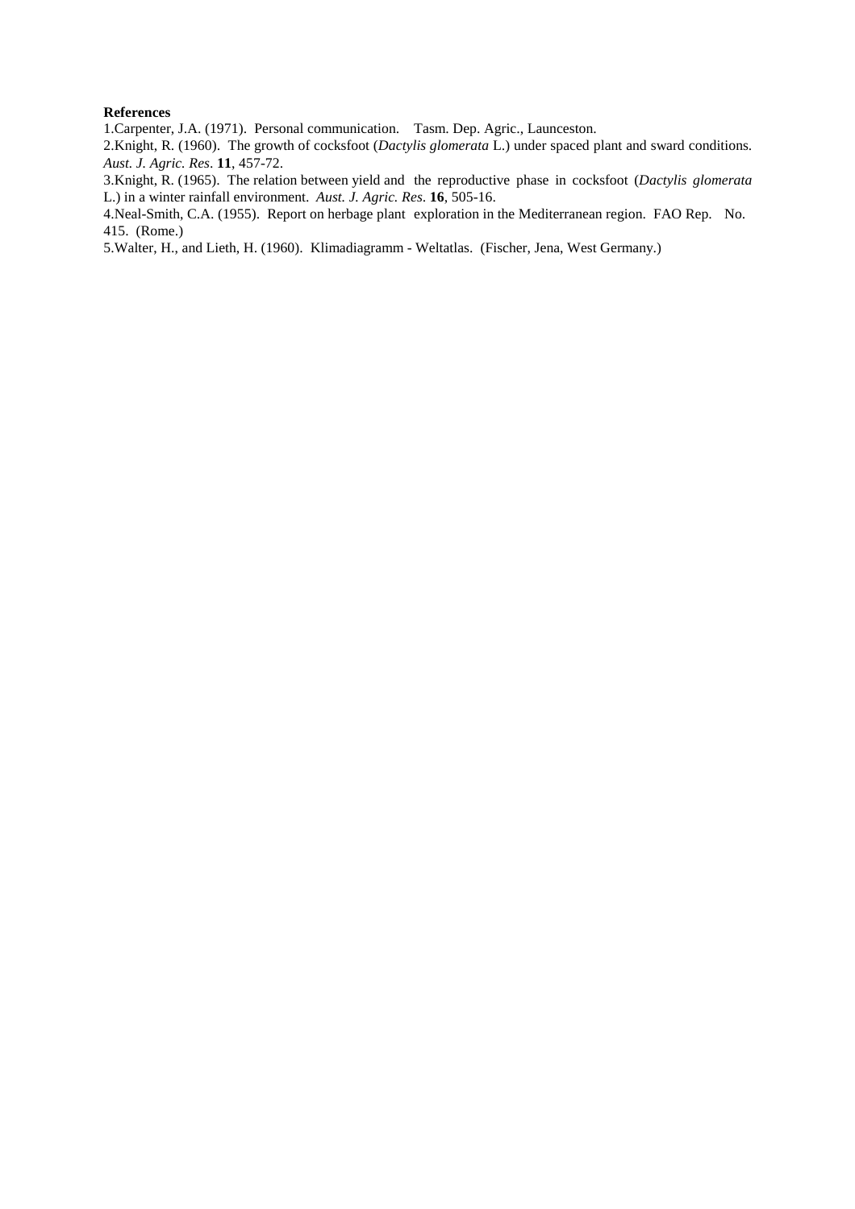**References**

1.Carpenter, J.A. (1971). Personal communication. Tasm. Dep. Agric., Launceston.

2.Knight, R. (1960). The growth of cocksfoot (*Dactylis glomerata* L.) under spaced plant and sward conditions. *Aust. J. Agric. Res*. **11**, 457-72.

3.Knight, R. (1965). The relation between yield and the reproductive phase in cocksfoot (*Dactylis glomerata* L.) in a winter rainfall environment. *Aust. J. Agric. Res*. **16**, 505-16.

4.Neal-Smith, C.A. (1955). Report on herbage plant exploration in the Mediterranean region. FAO Rep. No. 415. (Rome.)

5.Walter, H., and Lieth, H. (1960). Klimadiagramm - Weltatlas. (Fischer, Jena, West Germany.)